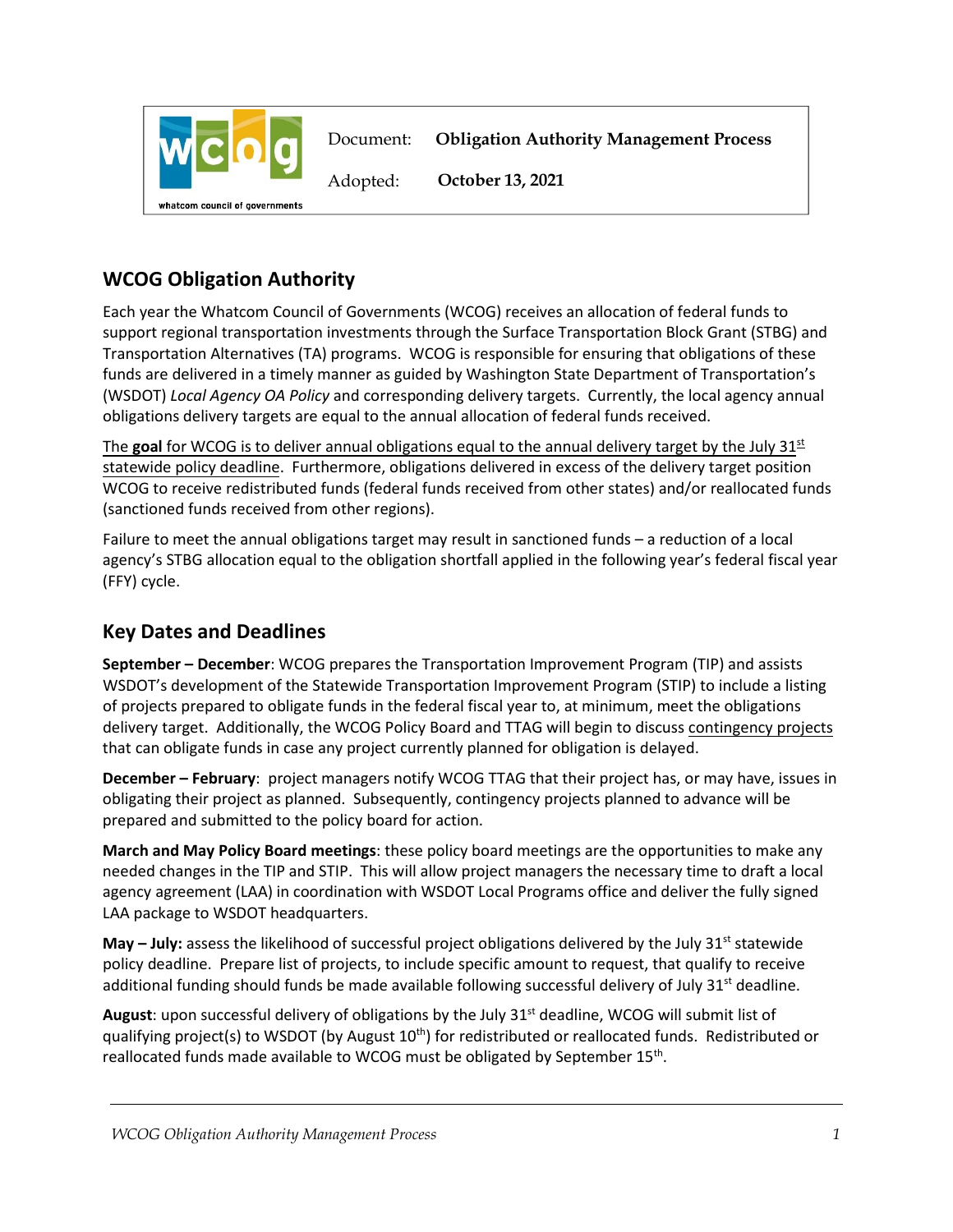| whatcom council of governments | Document: | **Obligation Authority Management Process** |
|---|---|---|
| | Adopted: | **October 13, 2021** |

## WCOG Obligation Authority

Each year the Whatcom Council of Governments (WCOG) receives an allocation of federal funds to support regional transportation investments through the Surface Transportation Block Grant (STBG) and Transportation Alternatives (TA) programs. WCOG is responsible for ensuring that obligations of these funds are delivered in a timely manner as guided by Washington State Department of Transportation's (WSDOT) *Local Agency OA Policy* and corresponding delivery targets. Currently, the local agency annual obligations delivery targets are equal to the annual allocation of federal funds received.

The **goal** for WCOG is to deliver annual obligations equal to the annual delivery target by the July 31st statewide policy deadline. Furthermore, obligations delivered in excess of the delivery target position WCOG to receive redistributed funds (federal funds received from other states) and/or reallocated funds (sanctioned funds received from other regions).

Failure to meet the annual obligations target may result in sanctioned funds – a reduction of a local agency's STBG allocation equal to the obligation shortfall applied in the following year's federal fiscal year (FFY) cycle.

## Key Dates and Deadlines

**September – December**: WCOG prepares the Transportation Improvement Program (TIP) and assists WSDOT's development of the Statewide Transportation Improvement Program (STIP) to include a listing of projects prepared to obligate funds in the federal fiscal year to, at minimum, meet the obligations delivery target. Additionally, the WCOG Policy Board and TTAG will begin to discuss contingency projects that can obligate funds in case any project currently planned for obligation is delayed.

**December – February**: project managers notify WCOG TTAG that their project has, or may have, issues in obligating their project as planned. Subsequently, contingency projects planned to advance will be prepared and submitted to the policy board for action.

**March and May Policy Board meetings**: these policy board meetings are the opportunities to make any needed changes in the TIP and STIP. This will allow project managers the necessary time to draft a local agency agreement (LAA) in coordination with WSDOT Local Programs office and deliver the fully signed LAA package to WSDOT headquarters.

**May – July:** assess the likelihood of successful project obligations delivered by the July 31st statewide policy deadline. Prepare list of projects, to include specific amount to request, that qualify to receive additional funding should funds be made available following successful delivery of July 31st deadline.

**August**: upon successful delivery of obligations by the July 31st deadline, WCOG will submit list of qualifying project(s) to WSDOT (by August 10th) for redistributed or reallocated funds. Redistributed or reallocated funds made available to WCOG must be obligated by September 15th.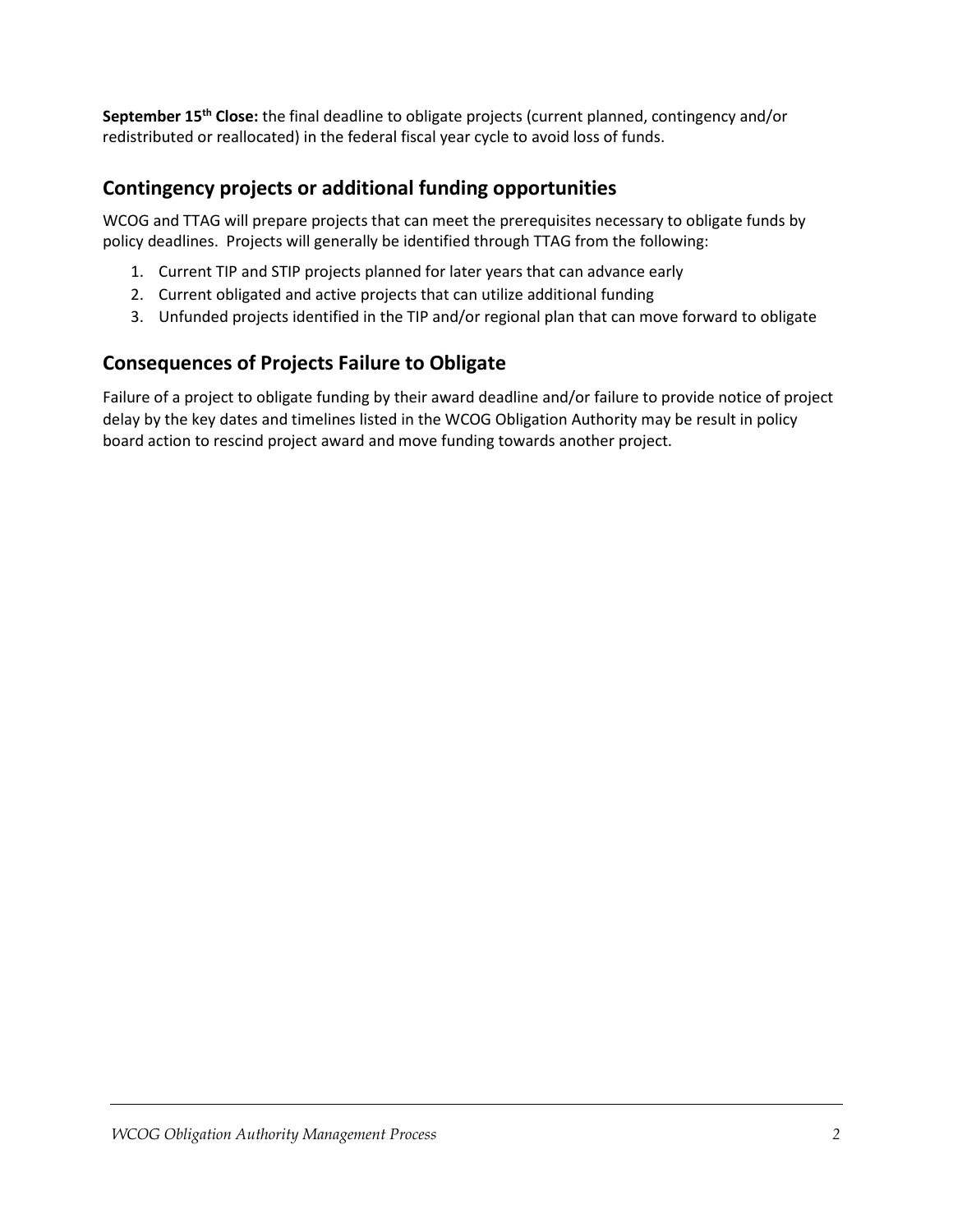**September 15th Close:** the final deadline to obligate projects (current planned, contingency and/or redistributed or reallocated) in the federal fiscal year cycle to avoid loss of funds.

## Contingency projects or additional funding opportunities

WCOG and TTAG will prepare projects that can meet the prerequisites necessary to obligate funds by policy deadlines. Projects will generally be identified through TTAG from the following:

1. Current TIP and STIP projects planned for later years that can advance early
2. Current obligated and active projects that can utilize additional funding
3. Unfunded projects identified in the TIP and/or regional plan that can move forward to obligate

## Consequences of Projects Failure to Obligate

Failure of a project to obligate funding by their award deadline and/or failure to provide notice of project delay by the key dates and timelines listed in the WCOG Obligation Authority may be result in policy board action to rescind project award and move funding towards another project.